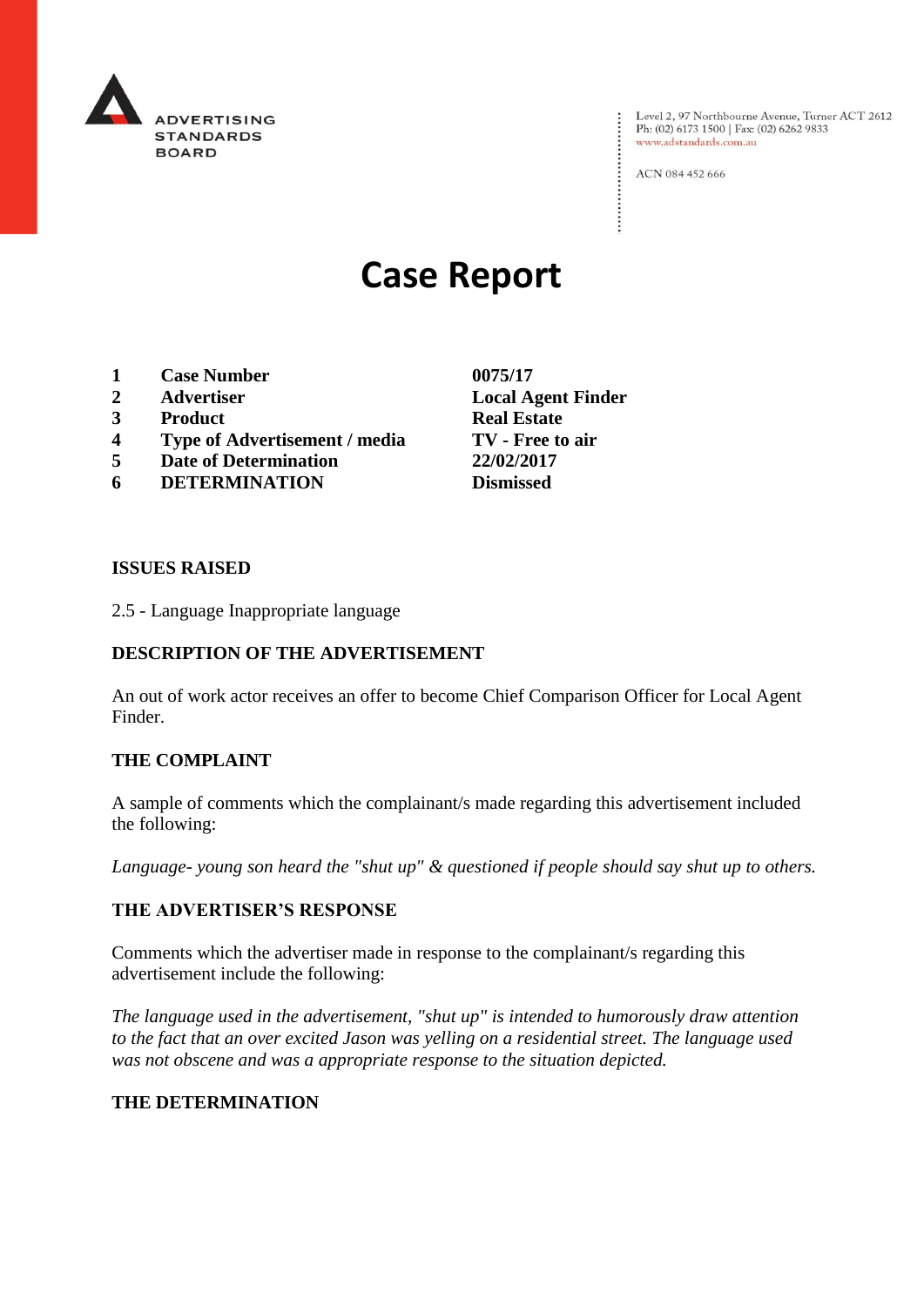ADVERTISING STANDARDS BOARD

Level 2, 97 Northbourne Avenue, Turner ACT 2612
Ph: (02) 6173 1500 | Fax: (02) 6262 9833
www.adstandards.com.au

ACN 084 452 666

# Case Report

| | | |
|---|---|---|
| **1** | **Case Number** | **0075/17** |
| **2** | **Advertiser** | **Local Agent Finder** |
| **3** | **Product** | **Real Estate** |
| **4** | **Type of Advertisement / media** | **TV - Free to air** |
| **5** | **Date of Determination** | **22/02/2017** |
| **6** | **DETERMINATION** | **Dismissed** |

**ISSUES RAISED**

2.5 - Language Inappropriate language

**DESCRIPTION OF THE ADVERTISEMENT**

An out of work actor receives an offer to become Chief Comparison Officer for Local Agent Finder.

**THE COMPLAINT**

A sample of comments which the complainant/s made regarding this advertisement included the following:

*Language- young son heard the "shut up" & questioned if people should say shut up to others.*

**THE ADVERTISER'S RESPONSE**

Comments which the advertiser made in response to the complainant/s regarding this advertisement include the following:

*The language used in the advertisement, "shut up" is intended to humorously draw attention to the fact that an over excited Jason was yelling on a residential street. The language used was not obscene and was a appropriate response to the situation depicted.*

**THE DETERMINATION**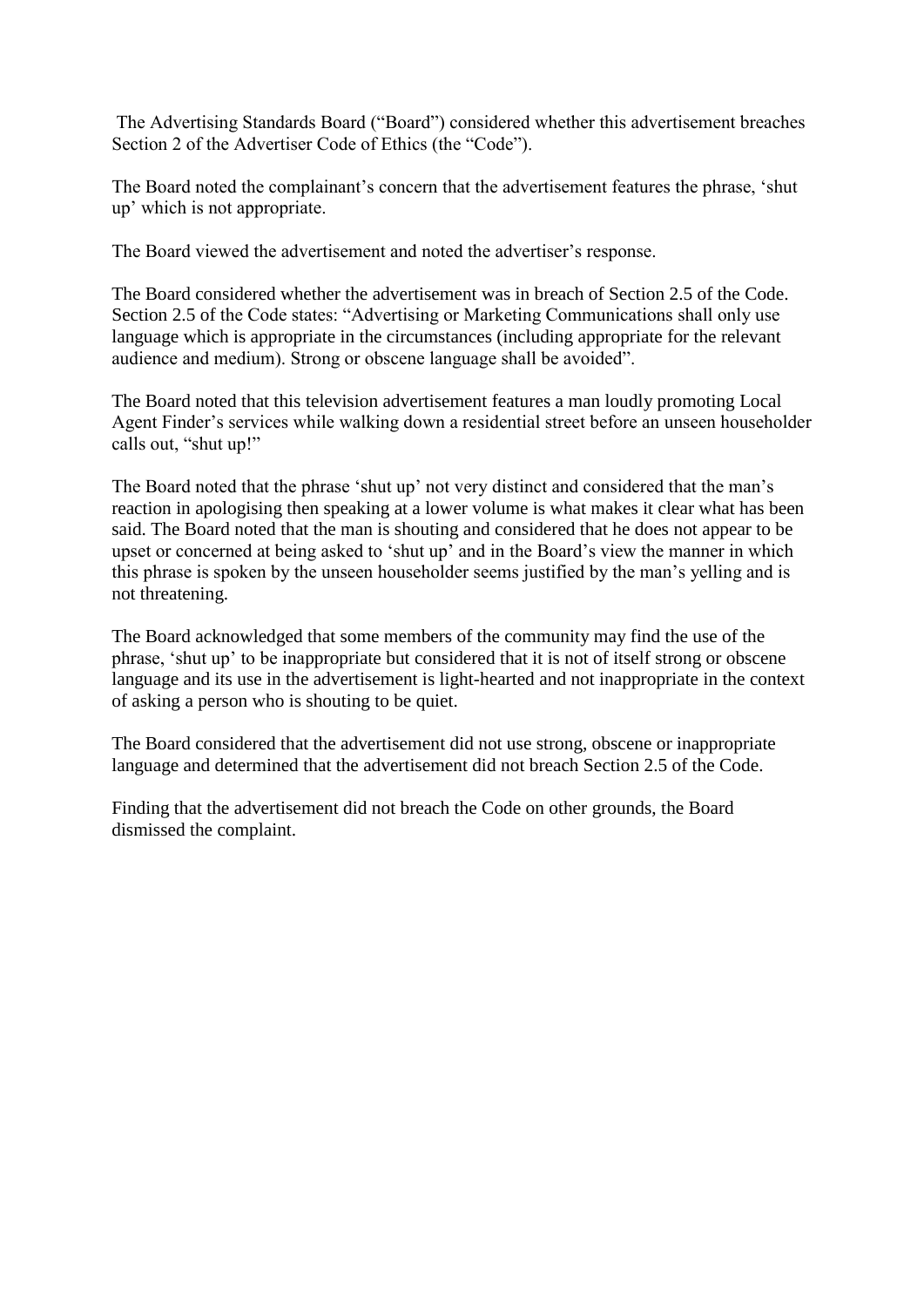The Advertising Standards Board ("Board") considered whether this advertisement breaches Section 2 of the Advertiser Code of Ethics (the "Code").

The Board noted the complainant's concern that the advertisement features the phrase, 'shut up' which is not appropriate.

The Board viewed the advertisement and noted the advertiser's response.

The Board considered whether the advertisement was in breach of Section 2.5 of the Code. Section 2.5 of the Code states: "Advertising or Marketing Communications shall only use language which is appropriate in the circumstances (including appropriate for the relevant audience and medium). Strong or obscene language shall be avoided".

The Board noted that this television advertisement features a man loudly promoting Local Agent Finder's services while walking down a residential street before an unseen householder calls out, "shut up!"

The Board noted that the phrase 'shut up' not very distinct and considered that the man's reaction in apologising then speaking at a lower volume is what makes it clear what has been said. The Board noted that the man is shouting and considered that he does not appear to be upset or concerned at being asked to 'shut up' and in the Board's view the manner in which this phrase is spoken by the unseen householder seems justified by the man's yelling and is not threatening.

The Board acknowledged that some members of the community may find the use of the phrase, 'shut up' to be inappropriate but considered that it is not of itself strong or obscene language and its use in the advertisement is light-hearted and not inappropriate in the context of asking a person who is shouting to be quiet.

The Board considered that the advertisement did not use strong, obscene or inappropriate language and determined that the advertisement did not breach Section 2.5 of the Code.

Finding that the advertisement did not breach the Code on other grounds, the Board dismissed the complaint.